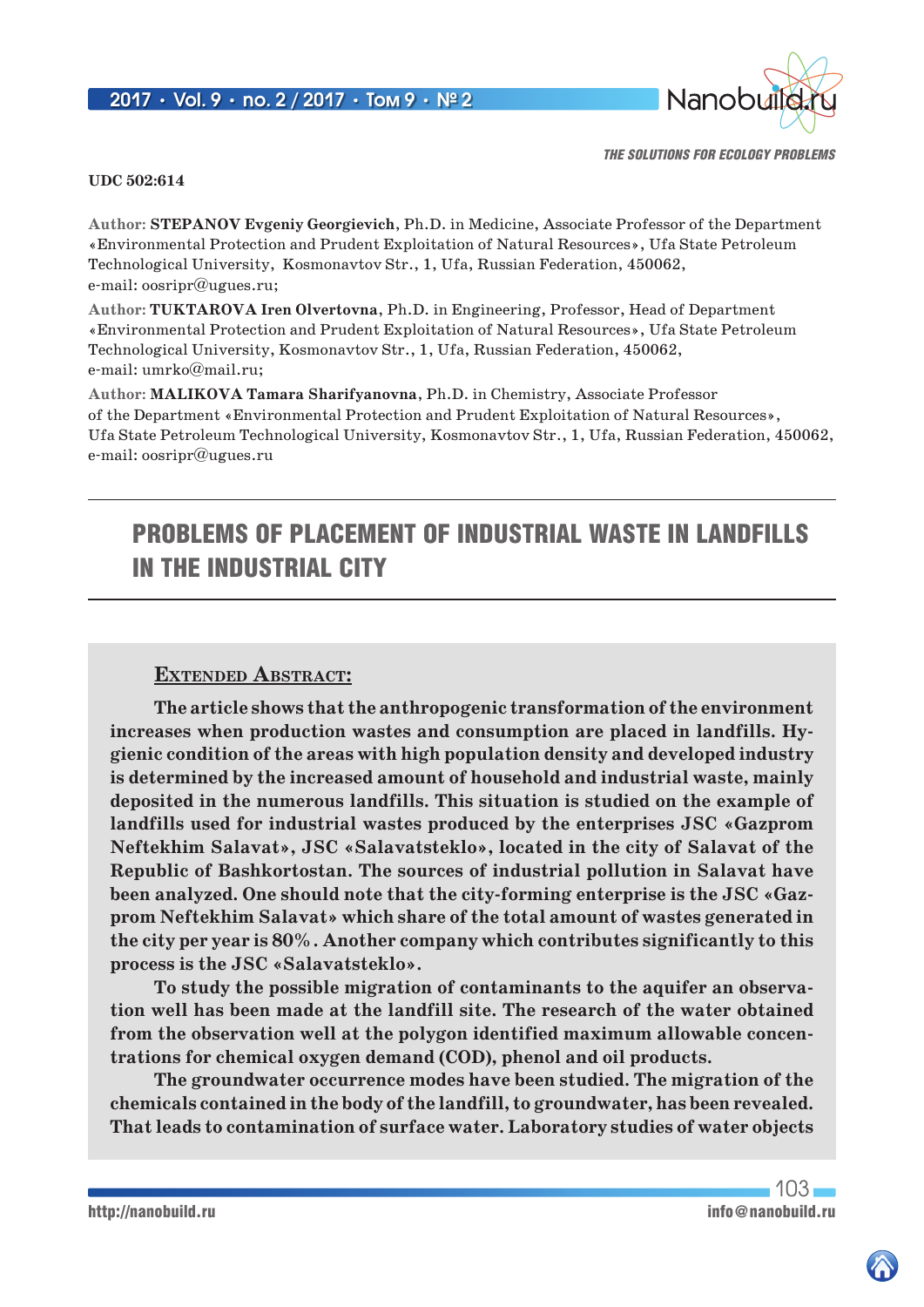UDC 502:614

Author: **STEPANOV Evgeniy Georgievich**, Ph.D. in Medicine, Associate Professor of the Department «Environmental Protection and Prudent Exploitation of Natural Resources», Ufa State Petroleum Technological University, Kosmonavtov Str., 1, Ufa, Russian Federation, 450062, e-mail: oosripr@ugues.ru;

Author: **TUKTAROVA Iren Olvertovna**, Ph.D. in Engineering, Professor, Head of Department «Environmental Protection and Prudent Exploitation of Natural Resources», Ufa State Petroleum Technological University, Kosmonavtov Str., 1, Ufa, Russian Federation, 450062, e-mail: umrko@mail.ru;

Author: **MALIKOVA Tamara Sharifyanovna**, Ph.D. in Chemistry, Associate Professor of the Department «Environmental Protection and Prudent Exploitation of Natural Resources», Ufa State Petroleum Technological University, Kosmonavtov Str., 1, Ufa, Russian Federation, 450062, e-mail: oosripr@ugues.ru

# PROBLEMS OF PLACEMENT OF INDUSTRIAL WASTE IN LANDFILLS IN THE INDUSTRIAL CITY

## Extended Abstract:

**The article shows that the anthropogenic transformation of the environment increases when production wastes and consumption are placed in landfills. Hygienic condition of the areas with high population density and developed industry is determined by the increased amount of household and industrial waste, mainly deposited in the numerous landfills. This situation is studied on the example of landfills used for industrial wastes produced by the enterprises JSC «Gazprom Neftekhim Salavat», JSC «Salavatsteklo», located in the city of Salavat of the Republic of Bashkortostan. The sources of industrial pollution in Salavat have been analyzed. One should note that the city-forming enterprise is the JSC «Gazprom Neftekhim Salavat» which share of the total amount of wastes generated in the city per year is 80%. Another company which contributes significantly to this process is the JSC «Salavatsteklo».**

**To study the possible migration of contaminants to the aquifer an observation well has been made at the landfill site. The research of the water obtained from the observation well at the polygon identified maximum allowable concentrations for chemical oxygen demand (COD), phenol and oil products.**

**The groundwater occurrence modes have been studied. The migration of the chemicals contained in the body of the landfill, to groundwater, has been revealed. That leads to contamination of surface water. Laboratory studies of water objects**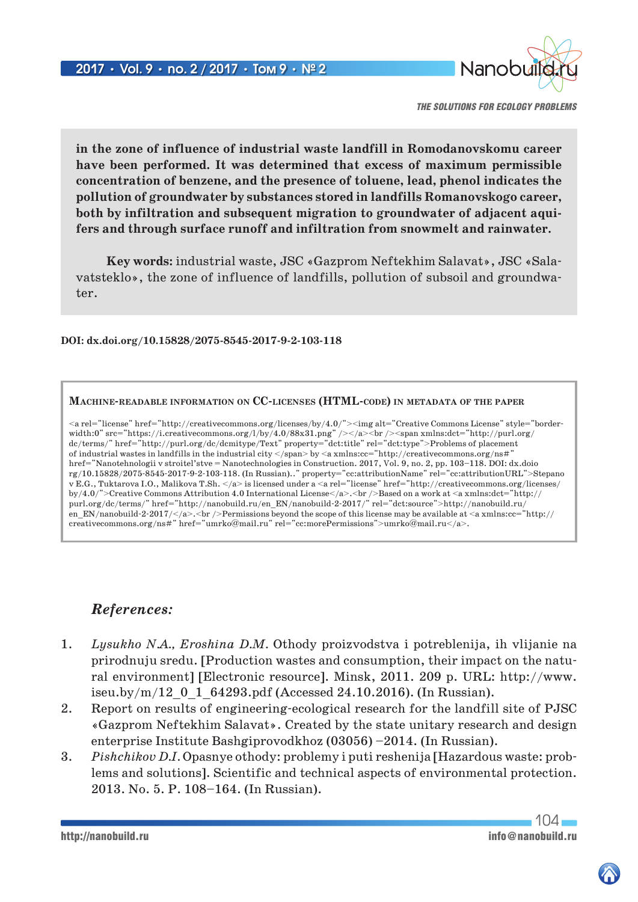**in the zone of influence of industrial waste landfill in Romodanovskomu career have been performed. It was determined that excess of maximum permissible concentration of benzene, and the presence of toluene, lead, phenol indicates the pollution of groundwater by substances stored in landfills Romanovskogo career, both by infiltration and subsequent migration to groundwater of adjacent aquifers and through surface runoff and infiltration from snowmelt and rainwater.**

**Key words:** industrial waste, JSC «Gazprom Neftekhim Salavat», JSC «Salavatsteklo», the zone of influence of landfills, pollution of subsoil and groundwater.

**DOI: dx.doi.org/10.15828/2075-8545-2017-9-2-103-118**

**Machine-readable information on CC-licenses (HTML-code) in metadata of the paper**

```
<a rel="license" href="http://creativecommons.org/licenses/by/4.0/"><img alt="Creative Commons License" style="border-width:0" src="https://i.creativecommons.org/l/by/4.0/88x31.png" /></a><br /><span xmlns:dct="http://purl.org/dc/terms/" href="http://purl.org/dc/dcmitype/Text" property="dct:title" rel="dct:type">Problems of placement of industrial wastes in landfills in the industrial city </span> by <a xmlns:cc="http://creativecommons.org/ns#" href="Nanotehnologii v stroitel'stve = Nanotechnologies in Construction. 2017, Vol. 9, no. 2, pp. 103–118. DOI: dx.doiorg/10.15828/2075-8545-2017-9-2-103-118. (In Russian).." property="cc:attributionName" rel="cc:attributionURL">Stepanov E.G., Tuktarova I.O., Malikova T.Sh. </a> is licensed under a <a rel="license" href="http://creativecommons.org/licenses/by/4.0/">Creative Commons Attribution 4.0 International License</a>.<br />Based on a work at <a xmlns:dct="http://purl.org/dc/terms/" href="http://nanobuild.ru/en_EN/nanobuild-2-2017/" rel="dct:source">http://nanobuild.ru/en_EN/nanobuild-2-2017/</a>.<br />Permissions beyond the scope of this license may be available at <a xmlns:cc="http://creativecommons.org/ns#" href="umrko@mail.ru" rel="cc:morePermissions">umrko@mail.ru</a>.
```

### *References:*

1. *Lysukho N.A., Eroshina D.M.* Othody proizvodstva i potreblenija, ih vlijanie na prirodnuju sredu. [Production wastes and consumption, their impact on the natural environment] [Electronic resource]. Minsk, 2011. 209 p. URL: http://www.iseu.by/m/12_0_1_64293.pdf (Accessed 24.10.2016). (In Russian).
2. Report on results of engineering-ecological research for the landfill site of PJSC «Gazprom Neftekhim Salavat». Created by the state unitary research and design enterprise Institute Bashgiprovodkhoz (03056) –2014. (In Russian).
3. *Pishchikov D.I.* Opasnye othody: problemy i puti reshenija [Hazardous waste: problems and solutions]. Scientific and technical aspects of environmental protection. 2013. No. 5. P. 108–164. (In Russian).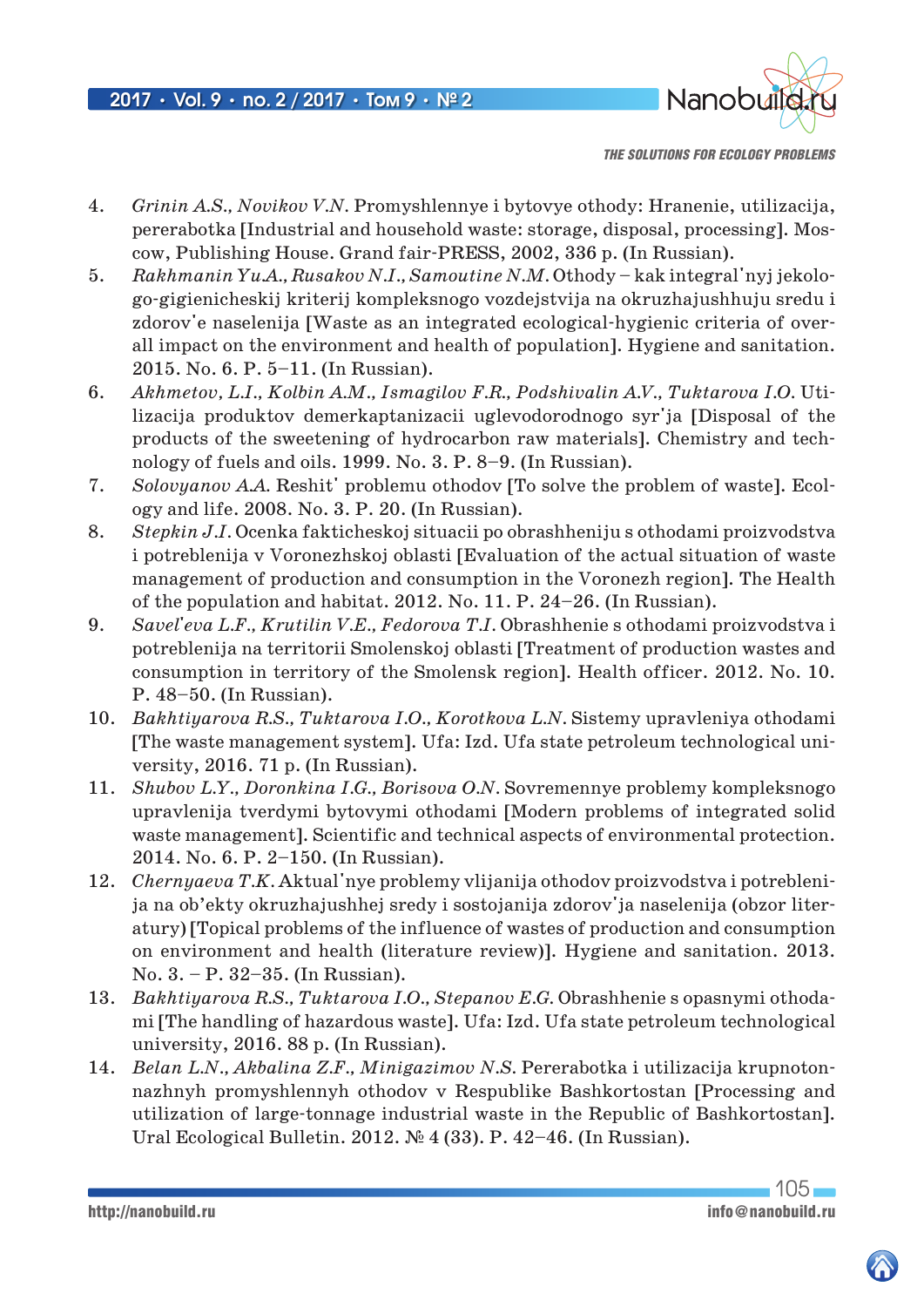4. *Grinin A.S., Novikov V.N.* Promyshlennye i bytovye othody: Hranenie, utilizacija, pererabotka [Industrial and household waste: storage, disposal, processing]. Moscow, Publishing House. Grand fair-PRESS, 2002, 336 p. (In Russian).
5. *Rakhmanin Yu.A., Rusakov N.I., Samoutine N.M.* Othody – kak integral'nyj jekologo-gigienicheskij kriterij kompleksnogo vozdejstvija na okruzhajushhuju sredu i zdorov'e naselenija [Waste as an integrated ecological-hygienic criteria of overall impact on the environment and health of population]. Hygiene and sanitation. 2015. No. 6. P. 5–11. (In Russian).
6. *Akhmetov, L.I., Kolbin A.M., Ismagilov F.R., Podshivalin A.V., Tuktarova I.O.* Utilizacija produktov demerkaptanizacii uglevodorodnogo syr'ja [Disposal of the products of the sweetening of hydrocarbon raw materials]. Chemistry and technology of fuels and oils. 1999. No. 3. P. 8–9. (In Russian).
7. *Solovyanov A.A.* Reshit' problemu othodov [To solve the problem of waste]. Ecology and life. 2008. No. 3. P. 20. (In Russian).
8. *Stepkin J.I.* Ocenka fakticheskoj situacii po obrashheniju s othodami proizvodstva i potreblenija v Voronezhskoj oblasti [Evaluation of the actual situation of waste management of production and consumption in the Voronezh region]. The Health of the population and habitat. 2012. No. 11. P. 24–26. (In Russian).
9. *Savel'eva L.F., Krutilin V.E., Fedorova T.I.* Obrashhenie s othodami proizvodstva i potreblenija na territorii Smolenskoj oblasti [Treatment of production wastes and consumption in territory of the Smolensk region]. Health officer. 2012. No. 10. P. 48–50. (In Russian).
10. *Bakhtiyarova R.S., Tuktarova I.O., Korotkova L.N.* Sistemy upravleniya othodami [The waste management system]. Ufa: Izd. Ufa state petroleum technological university, 2016. 71 p. (In Russian).
11. *Shubov L.Y., Doronkina I.G., Borisova O.N.* Sovremennye problemy kompleksnogo upravlenija tverdymi bytovymi othodami [Modern problems of integrated solid waste management]. Scientific and technical aspects of environmental protection. 2014. No. 6. P. 2–150. (In Russian).
12. *Chernyaeva T.K.* Aktual'nye problemy vlijanija othodov proizvodstva i potreblenija na ob'ekty okruzhajushhej sredy i sostojanija zdorov'ja naselenija (obzor literatury) [Topical problems of the influence of wastes of production and consumption on environment and health (literature review)]. Hygiene and sanitation. 2013. No. 3. – P. 32–35. (In Russian).
13. *Bakhtiyarova R.S., Tuktarova I.O., Stepanov E.G.* Obrashhenie s opasnymi othodami [The handling of hazardous waste]. Ufa: Izd. Ufa state petroleum technological university, 2016. 88 p. (In Russian).
14. *Belan L.N., Akbalina Z.F., Minigazimov N.S.* Pererabotka i utilizacija krupnotonnazhnyh promyshlennyh othodov v Respublike Bashkortostan [Processing and utilization of large-tonnage industrial waste in the Republic of Bashkortostan]. Ural Ecological Bulletin. 2012. № 4 (33). P. 42–46. (In Russian).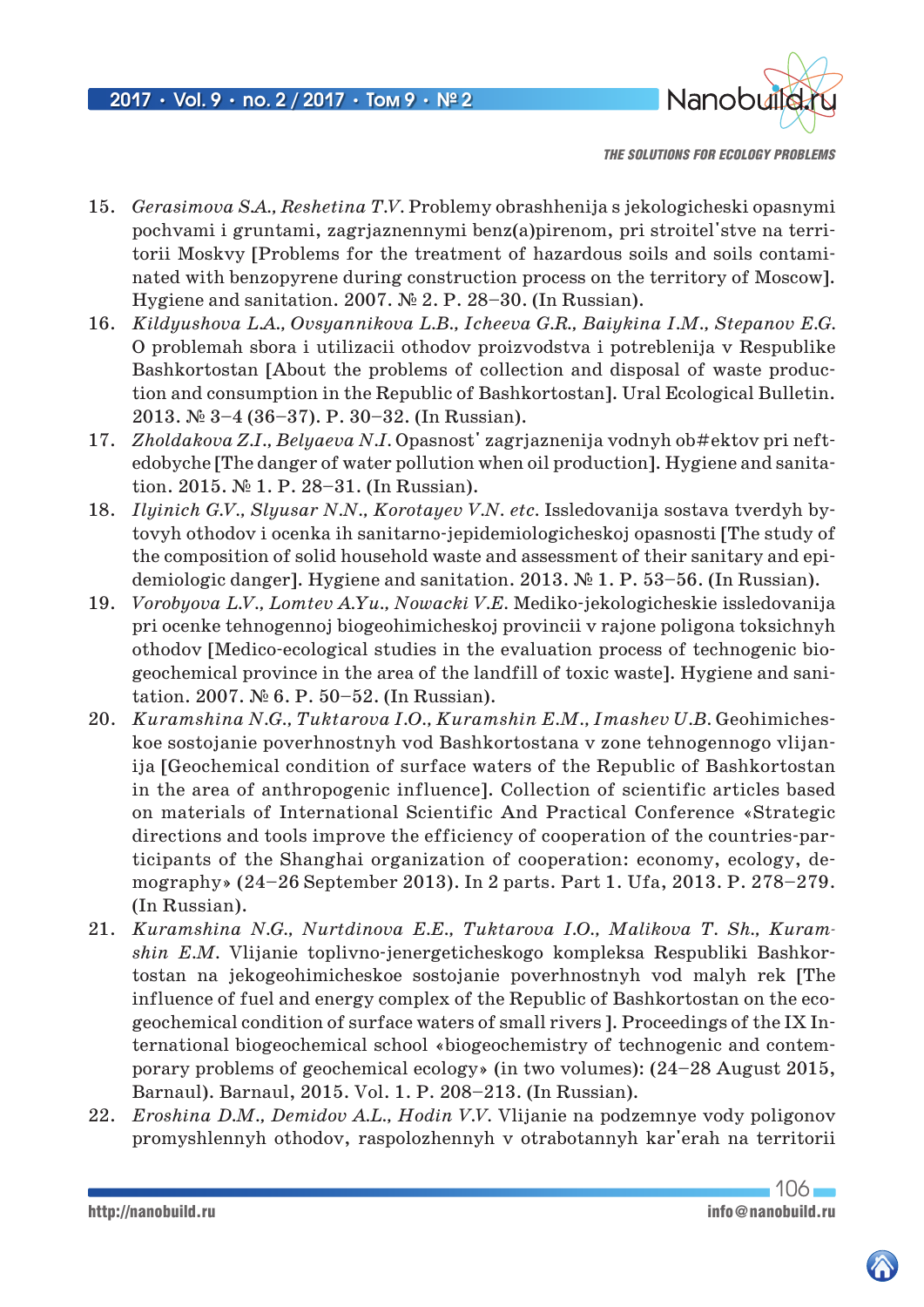15. *Gerasimova S.A., Reshetina T.V.* Problemy obrashhenija s jekologicheski opasnymi pochvami i gruntami, zagrjaznennymi benz(a)pirenom, pri stroitel'stve na territorii Moskvy [Problems for the treatment of hazardous soils and soils contaminated with benzopyrene during construction process on the territory of Moscow]. Hygiene and sanitation. 2007. № 2. P. 28–30. (In Russian).
16. *Kildyushova L.A., Ovsyannikova L.B., Icheeva G.R., Baiykina I.M., Stepanov E.G.* O problemah sbora i utilizacii othodov proizvodstva i potreblenija v Respublike Bashkortostan [About the problems of collection and disposal of waste production and consumption in the Republic of Bashkortostan]. Ural Ecological Bulletin. 2013. № 3–4 (36–37). P. 30–32. (In Russian).
17. *Zholdakova Z.I., Belyaeva N.I.* Opasnost' zagrjaznenija vodnyh ob#ektov pri neftedobyche [The danger of water pollution when oil production]. Hygiene and sanitation. 2015. № 1. P. 28–31. (In Russian).
18. *Ilyinich G.V., Slyusar N.N., Korotayev V.N. etc.* Issledovanija sostava tverdyh bytovyh othodov i ocenka ih sanitarno-jepidemiologicheskoj opasnosti [The study of the composition of solid household waste and assessment of their sanitary and epidemiologic danger]. Hygiene and sanitation. 2013. № 1. P. 53–56. (In Russian).
19. *Vorobyova L.V., Lomtev A.Yu., Nowacki V.E.* Mediko-jekologicheskie issledovanija pri ocenke tehnogennoj biogeohimicheskoj provincii v rajone poligona toksichnyh othodov [Medico-ecological studies in the evaluation process of technogenic biogeochemical province in the area of the landfill of toxic waste]. Hygiene and sanitation. 2007. № 6. P. 50–52. (In Russian).
20. *Kuramshina N.G., Tuktarova I.O., Kuramshin E.M., Imashev U.B.* Geohimicheskoe sostojanie poverhnostnyh vod Bashkortostana v zone tehnogennogo vlijanija [Geochemical condition of surface waters of the Republic of Bashkortostan in the area of anthropogenic influence]. Collection of scientific articles based on materials of International Scientific And Practical Conference «Strategic directions and tools improve the efficiency of cooperation of the countries-participants of the Shanghai organization of cooperation: economy, ecology, demography» (24–26 September 2013). In 2 parts. Part 1. Ufa, 2013. P. 278–279. (In Russian).
21. *Kuramshina N.G., Nurtdinova E.E., Tuktarova I.O., Malikova T. Sh., Kuramshin E.M.* Vlijanie toplivno-jenergeticheskogo kompleksa Respubliki Bashkortostan na jekogeohimicheskoe sostojanie poverhnostnyh vod malyh rek [The influence of fuel and energy complex of the Republic of Bashkortostan on the ecogeochemical condition of surface waters of small rivers ]. Proceedings of the IX International biogeochemical school «biogeochemistry of technogenic and contemporary problems of geochemical ecology» (in two volumes): (24–28 August 2015, Barnaul). Barnaul, 2015. Vol. 1. P. 208–213. (In Russian).
22. *Eroshina D.M., Demidov A.L., Hodin V.V.* Vlijanie na podzemnye vody poligonov promyshlennyh othodov, raspolozhennyh v otrabotannyh kar'erah na territorii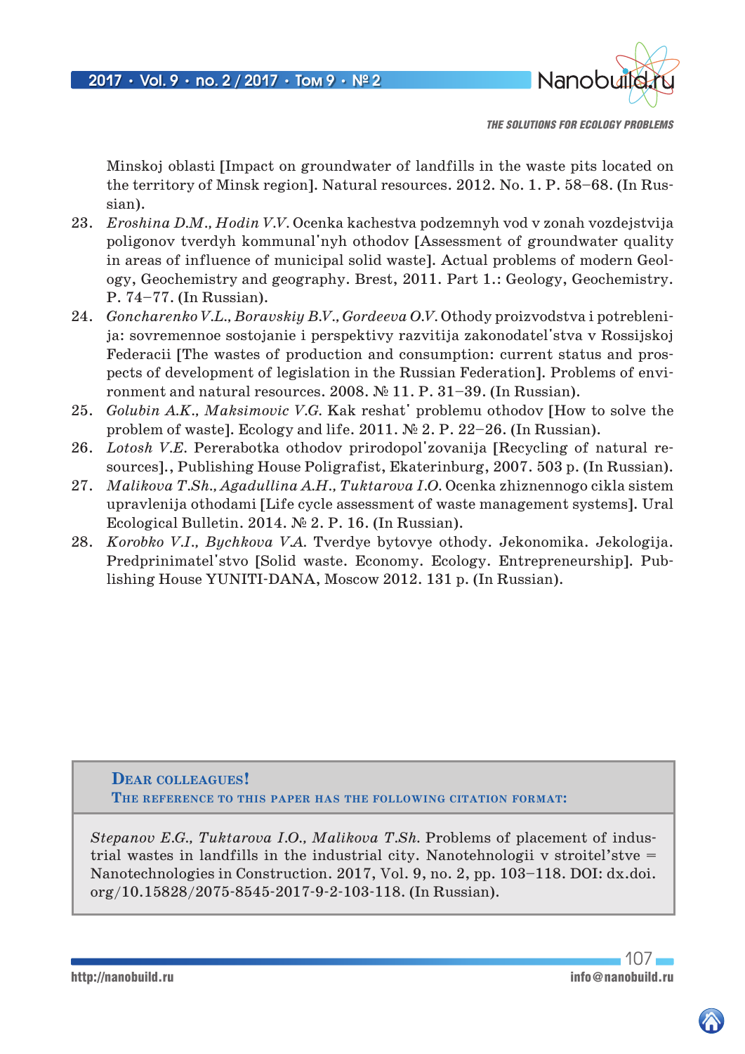Minskoj oblasti [Impact on groundwater of landfills in the waste pits located on the territory of Minsk region]. Natural resources. 2012. No. 1. P. 58–68. (In Russian).

23. *Eroshina D.M., Hodin V.V.* Ocenka kachestva podzemnyh vod v zonah vozdejstvija poligonov tverdyh kommunal'nyh othodov [Assessment of groundwater quality in areas of influence of municipal solid waste]. Actual problems of modern Geology, Geochemistry and geography. Brest, 2011. Part 1.: Geology, Geochemistry. P. 74–77. (In Russian).
24. *Goncharenko V.L., Boravskiy B.V., Gordeeva O.V.* Othody proizvodstva i potreblenija: sovremennoe sostojanie i perspektivy razvitija zakonodatel'stva v Rossijskoj Federacii [The wastes of production and consumption: current status and prospects of development of legislation in the Russian Federation]. Problems of environment and natural resources. 2008. № 11. P. 31–39. (In Russian).
25. *Golubin A.K., Maksimovic V.G.* Kak reshat' problemu othodov [How to solve the problem of waste]. Ecology and life. 2011. № 2. P. 22–26. (In Russian).
26. *Lotosh V.E.* Pererabotka othodov prirodopol'zovanija [Recycling of natural resources]., Publishing House Poligrafist, Ekaterinburg, 2007. 503 p. (In Russian).
27. *Malikova T.Sh., Agadullina A.H., Tuktarova I.O.* Ocenka zhiznennogo cikla sistem upravlenija othodami [Life cycle assessment of waste management systems]. Ural Ecological Bulletin. 2014. № 2. P. 16. (In Russian).
28. *Korobko V.I., Bychkova V.A.* Tverdye bytovye othody. Jekonomika. Jekologija. Predprinimatel'stvo [Solid waste. Economy. Ecology. Entrepreneurship]. Publishing House YUNITI-DANA, Moscow 2012. 131 p. (In Russian).

**Dear colleagues!**
**The reference to this paper has the following citation format:**

*Stepanov E.G., Tuktarova I.O., Malikova T.Sh.* Problems of placement of industrial wastes in landfills in the industrial city. Nanotehnologii v stroitel'stve = Nanotechnologies in Construction. 2017, Vol. 9, no. 2, pp. 103–118. DOI: dx.doi.org/10.15828/2075-8545-2017-9-2-103-118. (In Russian).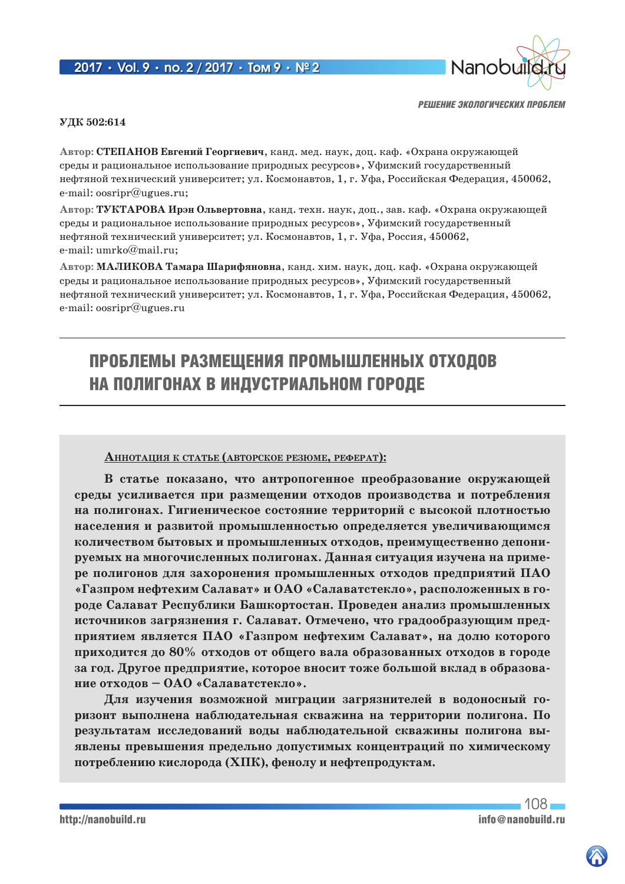РЕШЕНИЕ ЭКОЛОГИЧЕСКИХ ПРОБЛЕМ

**УДК 502:614**

Автор: **СТЕПАНОВ Евгений Георгиевич**, канд. мед. наук, доц. каф. «Охрана окружающей среды и рациональное использование природных ресурсов», Уфимский государственный нефтяной технический университет; ул. Космонавтов, 1, г. Уфа, Российская Федерация, 450062, e-mail: oosripr@ugues.ru;

Автор: **ТУКТАРОВА Ирэн Ольвертовна**, канд. техн. наук, доц., зав. каф. «Охрана окружающей среды и рациональное использование природных ресурсов», Уфимский государственный нефтяной технический университет; ул. Космонавтов, 1, г. Уфа, Россия, 450062, e-mail: umrko@mail.ru;

Автор: **МАЛИКОВА Тамара Шарифяновна**, канд. хим. наук, доц. каф. «Охрана окружающей среды и рациональное использование природных ресурсов», Уфимский государственный нефтяной технический университет; ул. Космонавтов, 1, г. Уфа, Российская Федерация, 450062, e-mail: oosripr@ugues.ru

# ПРОБЛЕМЫ РАЗМЕЩЕНИЯ ПРОМЫШЛЕННЫХ ОТХОДОВ НА ПОЛИГОНАХ В ИНДУСТРИАЛЬНОМ ГОРОДЕ

**Аннотация к статье (авторское резюме, реферат):**

**В статье показано, что антропогенное преобразование окружающей среды усиливается при размещении отходов производства и потребления на полигонах. Гигиеническое состояние территорий с высокой плотностью населения и развитой промышленностью определяется увеличивающимся количеством бытовых и промышленных отходов, преимущественно депонируемых на многочисленных полигонах. Данная ситуация изучена на примере полигонов для захоронения промышленных отходов предприятий ПАО «Газпром нефтехим Салават» и ОАО «Салаватстекло», расположенных в городе Салават Республики Башкортостан. Проведен анализ промышленных источников загрязнения г. Салават. Отмечено, что градообразующим предприятием является ПАО «Газпром нефтехим Салават», на долю которого приходится до 80% отходов от общего вала образованных отходов в городе за год. Другое предприятие, которое вносит тоже большой вклад в образование отходов – ОАО «Салаватстекло».**

**Для изучения возможной миграции загрязнителей в водоносный горизонт выполнена наблюдательная скважина на территории полигона. По результатам исследований воды наблюдательной скважины полигона выявлены превышения предельно допустимых концентраций по химическому потреблению кислорода (ХПК), фенолу и нефтепродуктам.**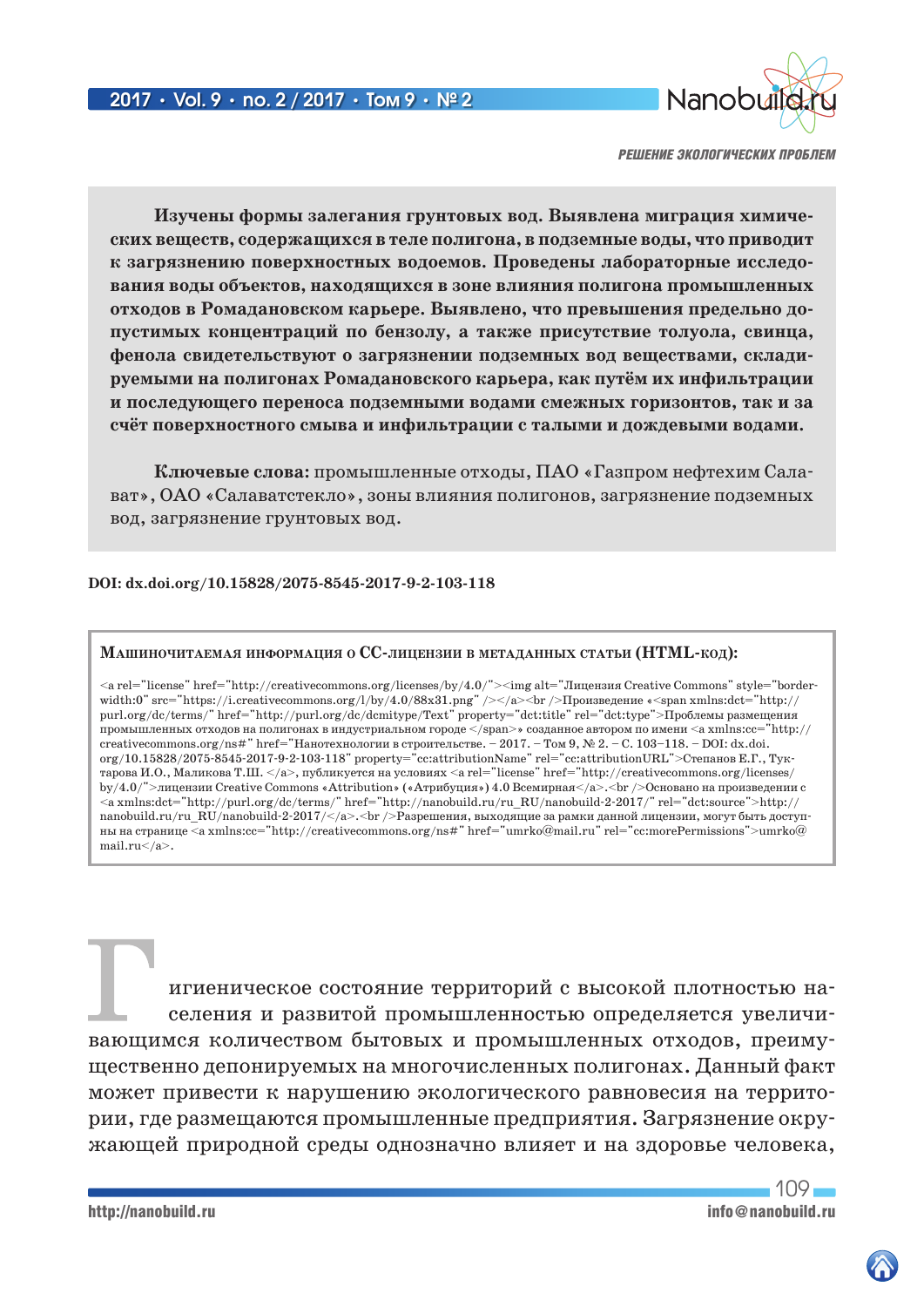**Изучены формы залегания грунтовых вод. Выявлена миграция химических веществ, содержащихся в теле полигона, в подземные воды, что приводит к загрязнению поверхностных водоемов. Проведены лабораторные исследования воды объектов, находящихся в зоне влияния полигона промышленных отходов в Ромадановском карьере. Выявлено, что превышения предельно допустимых концентраций по бензолу, а также присутствие толуола, свинца, фенола свидетельствуют о загрязнении подземных вод веществами, складируемыми на полигонах Ромадановского карьера, как путём их инфильтрации и последующего переноса подземными водами смежных горизонтов, так и за счёт поверхностного смыва и инфильтрации с талыми и дождевыми водами.**

**Ключевые слова:** промышленные отходы, ПАО «Газпром нефтехим Салават», ОАО «Салаватстекло», зоны влияния полигонов, загрязнение подземных вод, загрязнение грунтовых вод.

**DOI: dx.doi.org/10.15828/2075-8545-2017-9-2-103-118**

**Машиночитаемая информация о CC-лицензии в метаданных статьи (HTML-код):**

<a rel="license" href="http://creativecommons.org/licenses/by/4.0/"><img alt="Лицензия Creative Commons" style="border-width:0" src="https://i.creativecommons.org/l/by/4.0/88x31.png" /></a><br />Произведение «<span xmlns:dct="http://purl.org/dc/terms/" href="http://purl.org/dc/dcmitype/Text" property="dct:title" rel="dct:type">Проблемы размещения промышленных отходов на полигонах в индустриальном городе</span>» созданное автором по имени <a xmlns:cc="http://creativecommons.org/ns#" href="Нанотехнологии в строительстве. – 2017. – Том 9, № 2. – С. 103–118. – DOI: dx.doi.org/10.15828/2075-8545-2017-9-2-103-118" property="cc:attributionName" rel="cc:attributionURL">Степанов Е.Г., Туктарова И.О., Маликова Т.Ш. </a>, публикуется на условиях <a rel="license" href="http://creativecommons.org/licenses/by/4.0/">лицензии Creative Commons «Attribution» («Атрибуция») 4.0 Всемирная</a>.<br />Основано на произведении с <a xmlns:dct="http://purl.org/dc/terms/" href="http://nanobuild.ru/ru_RU/nanobuild-2-2017/" rel="dct:source">http://nanobuild.ru/ru_RU/nanobuild-2-2017/</a>.<br />Разрешения, выходящие за рамки данной лицензии, могут быть доступны на странице <a xmlns:cc="http://creativecommons.org/ns#" href="umrko@mail.ru" rel="cc:morePermissions">umrko@mail.ru</a>.

Гигиеническое состояние территорий с высокой плотностью населения и развитой промышленностью определяется увеличивающимся количеством бытовых и промышленных отходов, преимущественно депонируемых на многочисленных полигонах. Данный факт может привести к нарушению экологического равновесия на территории, где размещаются промышленные предприятия. Загрязнение окружающей природной среды однозначно влияет и на здоровье человека,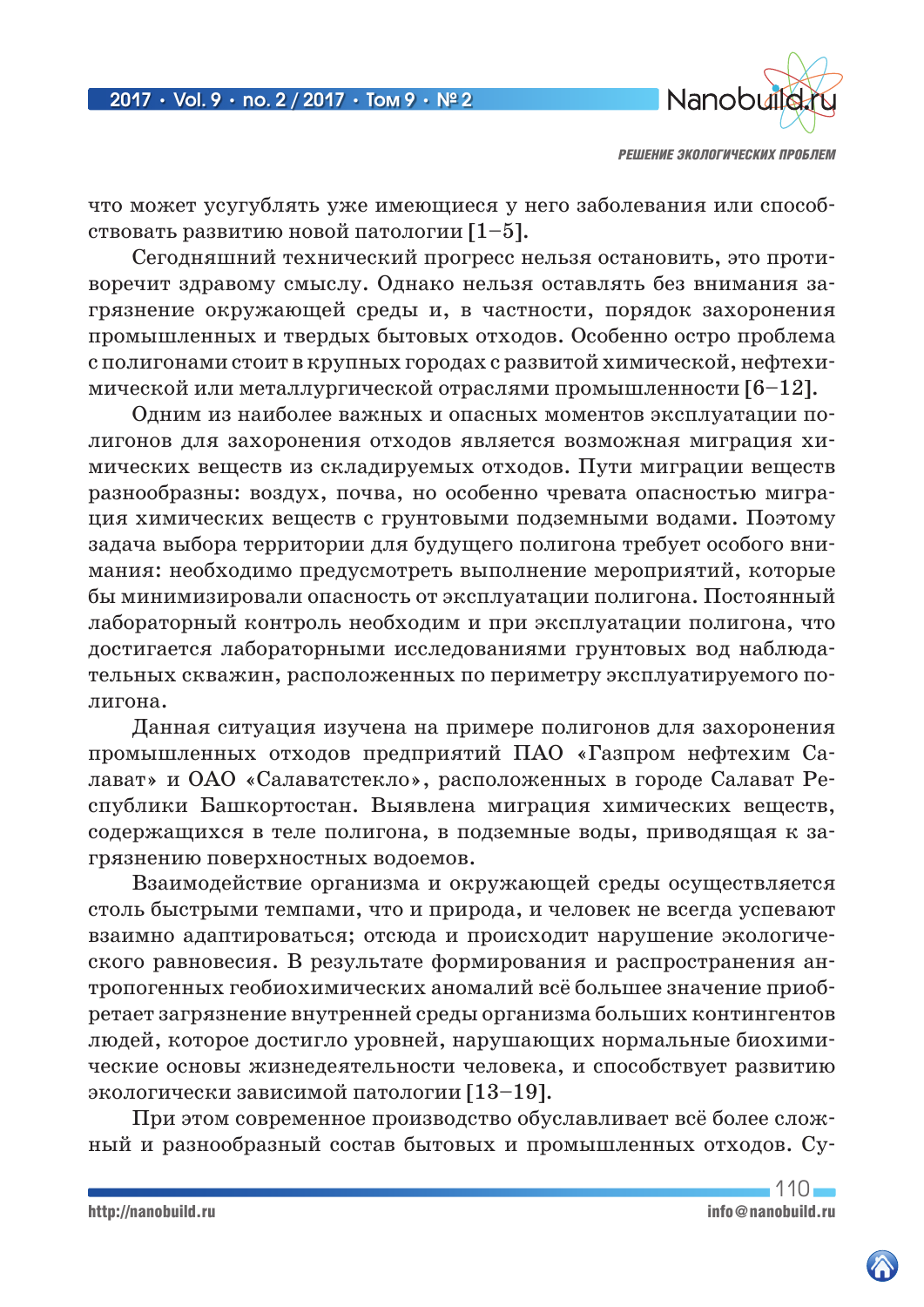что может усугублять уже имеющиеся у него заболевания или способствовать развитию новой патологии [1–5].

Сегодняшний технический прогресс нельзя остановить, это противоречит здравому смыслу. Однако нельзя оставлять без внимания загрязнение окружающей среды и, в частности, порядок захоронения промышленных и твердых бытовых отходов. Особенно остро проблема с полигонами стоит в крупных городах с развитой химической, нефтехимической или металлургической отраслями промышленности [6–12].

Одним из наиболее важных и опасных моментов эксплуатации полигонов для захоронения отходов является возможная миграция химических веществ из складируемых отходов. Пути миграции веществ разнообразны: воздух, почва, но особенно чревата опасностью миграция химических веществ с грунтовыми подземными водами. Поэтому задача выбора территории для будущего полигона требует особого внимания: необходимо предусмотреть выполнение мероприятий, которые бы минимизировали опасность от эксплуатации полигона. Постоянный лабораторный контроль необходим и при эксплуатации полигона, что достигается лабораторными исследованиями грунтовых вод наблюдательных скважин, расположенных по периметру эксплуатируемого полигона.

Данная ситуация изучена на примере полигонов для захоронения промышленных отходов предприятий ПАО «Газпром нефтехим Салават» и ОАО «Салаватстекло», расположенных в городе Салават Республики Башкортостан. Выявлена миграция химических веществ, содержащихся в теле полигона, в подземные воды, приводящая к загрязнению поверхностных водоемов.

Взаимодействие организма и окружающей среды осуществляется столь быстрыми темпами, что и природа, и человек не всегда успевают взаимно адаптироваться; отсюда и происходит нарушение экологического равновесия. В результате формирования и распространения антропогенных геобиохимических аномалий всё большее значение приобретает загрязнение внутренней среды организма больших контингентов людей, которое достигло уровней, нарушающих нормальные биохимические основы жизнедеятельности человека, и способствует развитию экологически зависимой патологии [13–19].

При этом современное производство обуславливает всё более сложный и разнообразный состав бытовых и промышленных отходов. Су-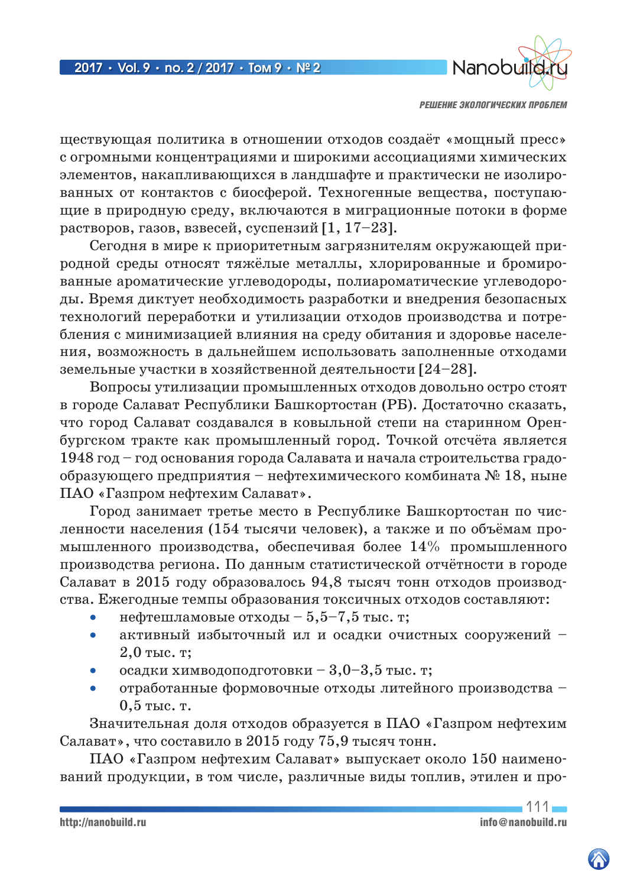ществующая политика в отношении отходов создаёт «мощный пресс» с огромными концентрациями и широкими ассоциациями химических элементов, накапливающихся в ландшафте и практически не изолированных от контактов с биосферой. Техногенные вещества, поступающие в природную среду, включаются в миграционные потоки в форме растворов, газов, взвесей, суспензий [1, 17–23].

Сегодня в мире к приоритетным загрязнителям окружающей природной среды относят тяжёлые металлы, хлорированные и бромированные ароматические углеводороды, полиароматические углеводороды. Время диктует необходимость разработки и внедрения безопасных технологий переработки и утилизации отходов производства и потребления с минимизацией влияния на среду обитания и здоровье населения, возможность в дальнейшем использовать заполненные отходами земельные участки в хозяйственной деятельности [24–28].

Вопросы утилизации промышленных отходов довольно остро стоят в городе Салават Республики Башкортостан (РБ). Достаточно сказать, что город Салават создавался в ковыльной степи на старинном Оренбургском тракте как промышленный город. Точкой отсчёта является 1948 год – год основания города Салавата и начала строительства градообразующего предприятия – нефтехимического комбината № 18, ныне ПАО «Газпром нефтехим Салават».

Город занимает третье место в Республике Башкортостан по численности населения (154 тысячи человек), а также и по объёмам промышленного производства, обеспечивая более 14% промышленного производства региона. По данным статистической отчётности в городе Салават в 2015 году образовалось 94,8 тысяч тонн отходов производства. Ежегодные темпы образования токсичных отходов составляют:

- нефтешламовые отходы – 5,5–7,5 тыс. т;
- активный избыточный ил и осадки очистных сооружений – 2,0 тыс. т;
- осадки химводоподготовки – 3,0–3,5 тыс. т;
- отработанные формовочные отходы литейного производства – 0,5 тыс. т.

Значительная доля отходов образуется в ПАО «Газпром нефтехим Салават», что составило в 2015 году 75,9 тысяч тонн.

ПАО «Газпром нефтехим Салават» выпускает около 150 наименований продукции, в том числе, различные виды топлив, этилен и про-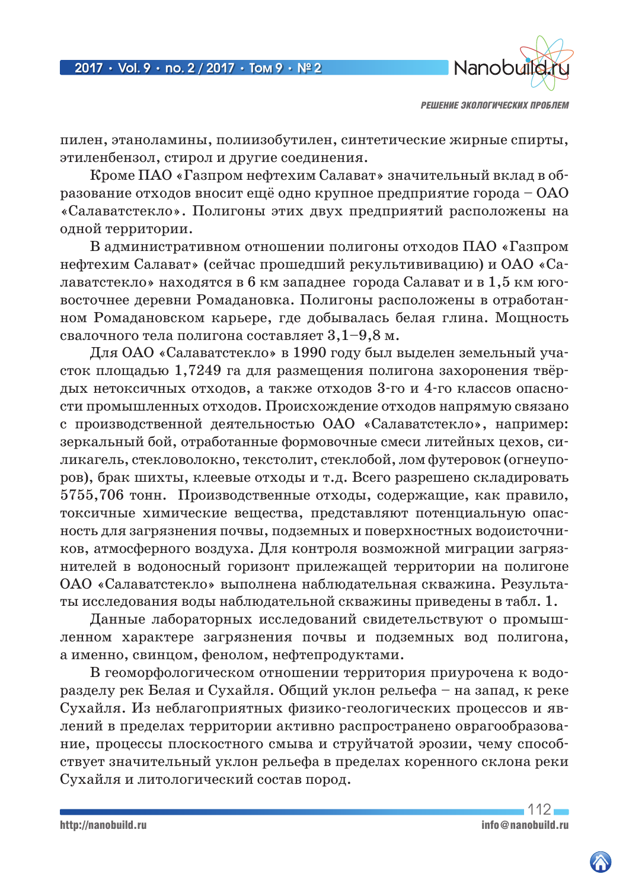пилен, этаноламины, полиизобутилен, синтетические жирные спирты, этиленбензол, стирол и другие соединения.

Кроме ПАО «Газпром нефтехим Салават» значительный вклад в образование отходов вносит ещё одно крупное предприятие города – ОАО «Салаватстекло». Полигоны этих двух предприятий расположены на одной территории.

В административном отношении полигоны отходов ПАО «Газпром нефтехим Салават» (сейчас прошедший рекультивацию) и ОАО «Салаватстекло» находятся в 6 км западнее города Салават и в 1,5 км юго-восточнее деревни Ромадановка. Полигоны расположены в отработанном Ромадановском карьере, где добывалась белая глина. Мощность свалочного тела полигона составляет 3,1–9,8 м.

Для ОАО «Салаватстекло» в 1990 году был выделен земельный участок площадью 1,7249 га для размещения полигона захоронения твёрдых нетоксичных отходов, а также отходов 3-го и 4-го классов опасности промышленных отходов. Происхождение отходов напрямую связано с производственной деятельностью ОАО «Салаватстекло», например: зеркальный бой, отработанные формовочные смеси литейных цехов, силикагель, стекловолокно, текстолит, стеклобой, лом футеровок (огнеупоров), брак шихты, клеевые отходы и т.д. Всего разрешено складировать 5755,706 тонн. Производственные отходы, содержащие, как правило, токсичные химические вещества, представляют потенциальную опасность для загрязнения почвы, подземных и поверхностных водоисточников, атмосферного воздуха. Для контроля возможной миграции загрязнителей в водоносный горизонт прилежащей территории на полигоне ОАО «Салаватстекло» выполнена наблюдательная скважина. Результаты исследования воды наблюдательной скважины приведены в табл. 1.

Данные лабораторных исследований свидетельствуют о промышленном характере загрязнения почвы и подземных вод полигона, а именно, свинцом, фенолом, нефтепродуктами.

В геоморфологическом отношении территория приурочена к водоразделу рек Белая и Сухайля. Общий уклон рельефа – на запад, к реке Сухайля. Из неблагоприятных физико-геологических процессов и явлений в пределах территории активно распространено оврагообразование, процессы плоскостного смыва и струйчатой эрозии, чему способствует значительный уклон рельефа в пределах коренного склона реки Сухайля и литологический состав пород.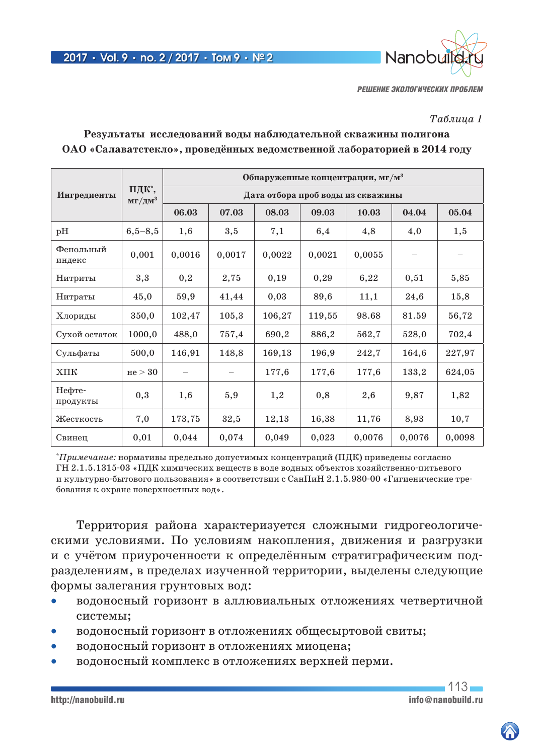РЕШЕНИЕ ЭКОЛОГИЧЕСКИХ ПРОБЛЕМ

*Таблица 1*

**Результаты исследований воды наблюдательной скважины полигона ОАО «Салаватстекло», проведённых ведомственной лабораторией в 2014 году**

| Ингредиенты | ПДК*, мг/дм$^3$ | Обнаруженные концентрации, мг/м$^3$ | | | | | | |
|---|---|---|---|---|---|---|---|---|
| | | Дата отбора проб воды из скважины | | | | | | |
| | | 06.03 | 07.03 | 08.03 | 09.03 | 10.03 | 04.04 | 05.04 |
| pH | 6,5–8,5 | 1,6 | 3,5 | 7,1 | 6,4 | 4,8 | 4,0 | 1,5 |
| Фенольный индекс | 0,001 | 0,0016 | 0,0017 | 0,0022 | 0,0021 | 0,0055 | – | – |
| Нитриты | 3,3 | 0,2 | 2,75 | 0,19 | 0,29 | 6,22 | 0,51 | 5,85 |
| Нитраты | 45,0 | 59,9 | 41,44 | 0,03 | 89,6 | 11,1 | 24,6 | 15,8 |
| Хлориды | 350,0 | 102,47 | 105,3 | 106,27 | 119,55 | 98.68 | 81.59 | 56,72 |
| Сухой остаток | 1000,0 | 488,0 | 757,4 | 690,2 | 886,2 | 562,7 | 528,0 | 702,4 |
| Сульфаты | 500,0 | 146,91 | 148,8 | 169,13 | 196,9 | 242,7 | 164,6 | 227,97 |
| ХПК | не > 30 | – | – | 177,6 | 177,6 | 177,6 | 133,2 | 624,05 |
| Нефтепродукты | 0,3 | 1,6 | 5,9 | 1,2 | 0,8 | 2,6 | 9,87 | 1,82 |
| Жесткость | 7,0 | 173,75 | 32,5 | 12,13 | 16,38 | 11,76 | 8,93 | 10,7 |
| Свинец | 0,01 | 0,044 | 0,074 | 0,049 | 0,023 | 0,0076 | 0,0076 | 0,0098 |

*\*Примечание:* нормативы предельно допустимых концентраций (ПДК) приведены согласно ГН 2.1.5.1315-03 «ПДК химических веществ в воде водных объектов хозяйственно-питьевого и культурно-бытового пользования» в соответствии с СанПиН 2.1.5.980-00 «Гигиенические требования к охране поверхностных вод».

Территория района характеризуется сложными гидрогеологическими условиями. По условиям накопления, движения и разгрузки и с учётом приуроченности к определённым стратиграфическим подразделениям, в пределах изученной территории, выделены следующие формы залегания грунтовых вод:

- водоносный горизонт в аллювиальных отложениях четвертичной системы;
- водоносный горизонт в отложениях общесыртовой свиты;
- водоносный горизонт в отложениях миоцена;
- водоносный комплекс в отложениях верхней перми.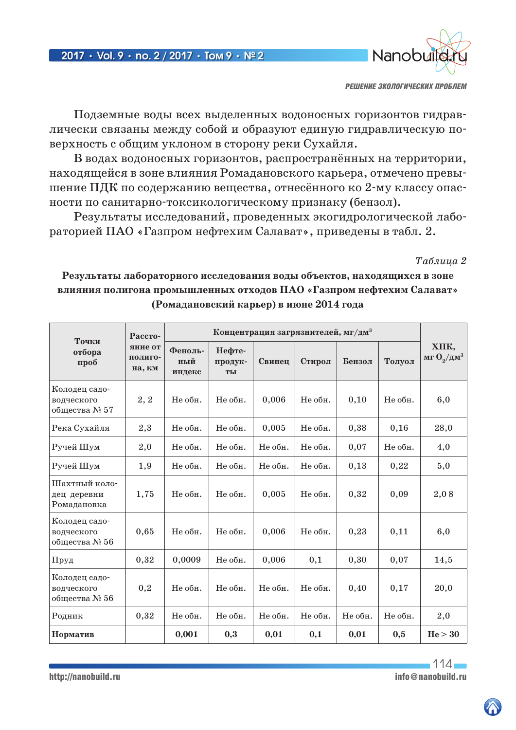Подземные воды всех выделенных водоносных горизонтов гидравлически связаны между собой и образуют единую гидравлическую поверхность с общим уклоном в сторону реки Сухайля.

В водах водоносных горизонтов, распространённых на территории, находящейся в зоне влияния Ромадановского карьера, отмечено превышение ПДК по содержанию вещества, отнесённого ко 2-му классу опасности по санитарно-токсикологическому признаку (бензол).

Результаты исследований, проведенных экогидрологической лабораторией ПАО «Газпром нефтехим Салават», приведены в табл. 2.

*Таблица 2*

**Результаты лабораторного исследования воды объектов, находящихся в зоне влияния полигона промышленных отходов ПАО «Газпром нефтехим Салават» (Ромадановский карьер) в июне 2014 года**

| Точки отбора проб | Расстояние от полигона, км | Концентрация загрязнителей, мг/дм$^3$ | | | | | | ХПК, мг $O_2$/дм$^3$ |
|---|---|---|---|---|---|---|---|---|
| | | Фенольный индекс | Нефтепродукты | Свинец | Стирол | Бензол | Толуол | |
| Колодец садоводческого общества № 57 | 2, 2 | Не обн. | Не обн. | 0,006 | Не обн. | 0,10 | Не обн. | 6,0 |
| Река Сухайля | 2,3 | Не обн. | Не обн. | 0,005 | Не обн. | 0,38 | 0,16 | 28,0 |
| Ручей Шум | 2,0 | Не обн. | Не обн. | Не обн. | Не обн. | 0,07 | Не обн. | 4,0 |
| Ручей Шум | 1,9 | Не обн. | Не обн. | Не обн. | Не обн. | 0,13 | 0,22 | 5,0 |
| Шахтный колодец деревни Ромадановка | 1,75 | Не обн. | Не обн. | 0,005 | Не обн. | 0,32 | 0,09 | 2,0 8 |
| Колодец садоводческого общества № 56 | 0,65 | Не обн. | Не обн. | 0,006 | Не обн. | 0,23 | 0,11 | 6,0 |
| Пруд | 0,32 | 0,0009 | Не обн. | 0,006 | 0,1 | 0,30 | 0,07 | 14,5 |
| Колодец садоводческого общества № 56 | 0,2 | Не обн. | Не обн. | Не обн. | Не обн. | 0,40 | 0,17 | 20,0 |
| Родник | 0,32 | Не обн. | Не обн. | Не обн. | Не обн. | Не обн. | Не обн. | 2,0 |
| **Норматив** | | **0,001** | **0,3** | **0,01** | **0,1** | **0,01** | **0,5** | **Не > 30** |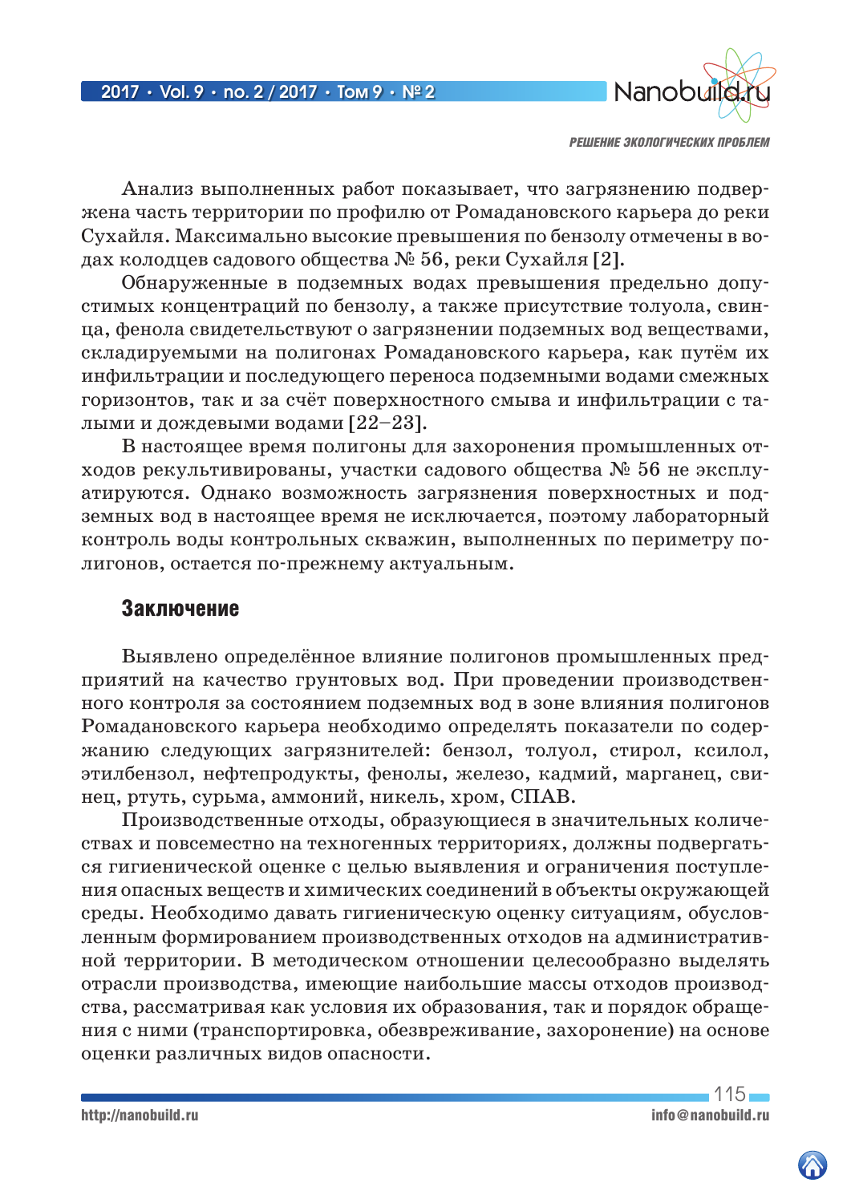Анализ выполненных работ показывает, что загрязнению подвержена часть территории по профилю от Ромадановского карьера до реки Сухайля. Максимально высокие превышения по бензолу отмечены в водах колодцев садового общества № 56, реки Сухайля [2].

Обнаруженные в подземных водах превышения предельно допустимых концентраций по бензолу, а также присутствие толуола, свинца, фенола свидетельствуют о загрязнении подземных вод веществами, складируемыми на полигонах Ромадановского карьера, как путём их инфильтрации и последующего переноса подземными водами смежных горизонтов, так и за счёт поверхностного смыва и инфильтрации с талыми и дождевыми водами [22–23].

В настоящее время полигоны для захоронения промышленных отходов рекультивированы, участки садового общества № 56 не эксплуатируются. Однако возможность загрязнения поверхностных и подземных вод в настоящее время не исключается, поэтому лабораторный контроль воды контрольных скважин, выполненных по периметру полигонов, остается по-прежнему актуальным.

## Заключение

Выявлено определённое влияние полигонов промышленных предприятий на качество грунтовых вод. При проведении производственного контроля за состоянием подземных вод в зоне влияния полигонов Ромадановского карьера необходимо определять показатели по содержанию следующих загрязнителей: бензол, толуол, стирол, ксилол, этилбензол, нефтепродукты, фенолы, железо, кадмий, марганец, свинец, ртуть, сурьма, аммоний, никель, хром, СПАВ.

Производственные отходы, образующиеся в значительных количествах и повсеместно на техногенных территориях, должны подвергаться гигиенической оценке с целью выявления и ограничения поступления опасных веществ и химических соединений в объекты окружающей среды. Необходимо давать гигиеническую оценку ситуациям, обусловленным формированием производственных отходов на административной территории. В методическом отношении целесообразно выделять отрасли производства, имеющие наибольшие массы отходов производства, рассматривая как условия их образования, так и порядок обращения с ними (транспортировка, обезвреживание, захоронение) на основе оценки различных видов опасности.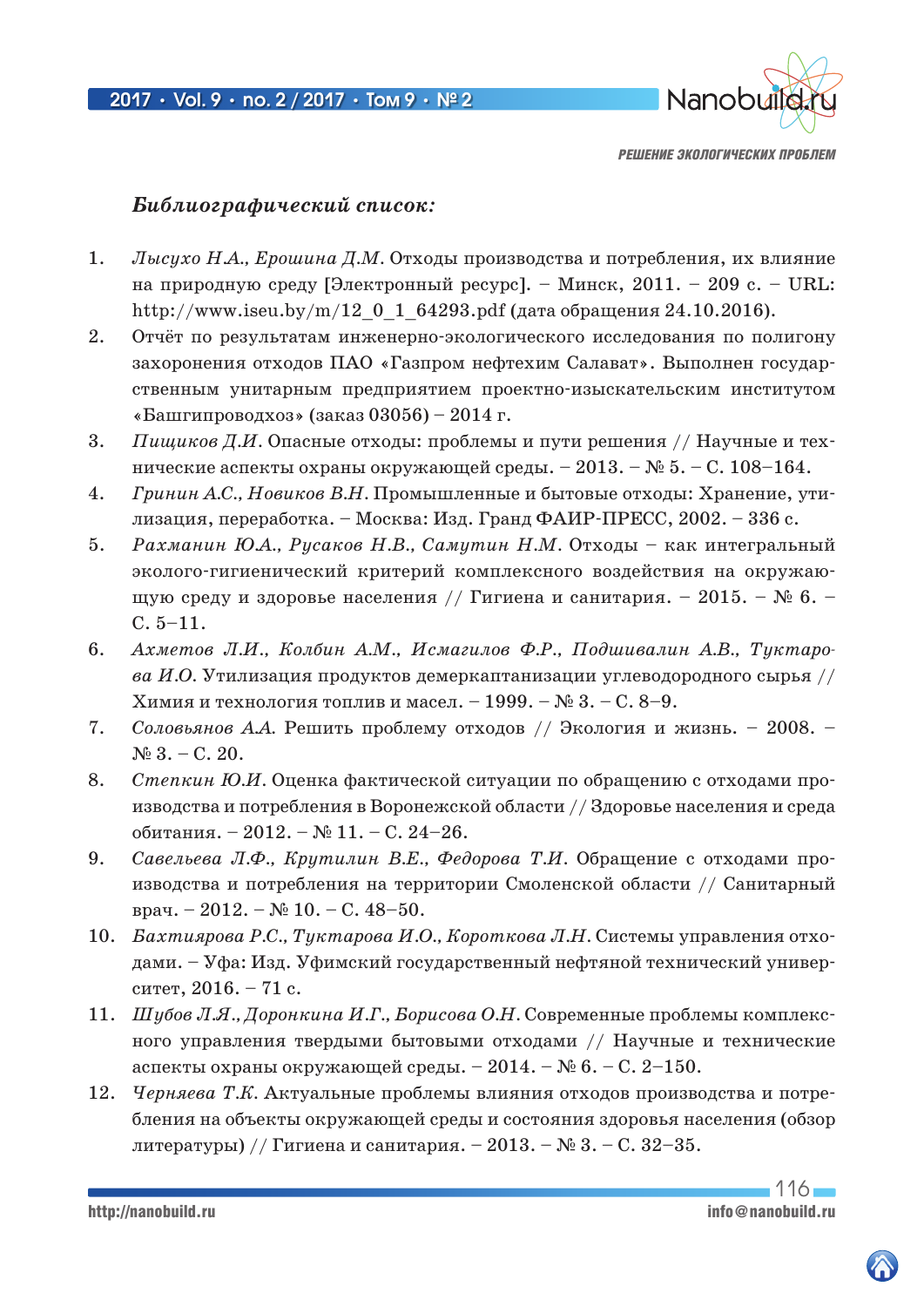***Библиографический список:***

1. *Лысухо Н.А., Ерошина Д.М.* Отходы производства и потребления, их влияние на природную среду [Электронный ресурс]. – Минск, 2011. – 209 с. – URL: http://www.iseu.by/m/12_0_1_64293.pdf (дата обращения 24.10.2016).
2. Отчёт по результатам инженерно-экологического исследования по полигону захоронения отходов ПАО «Газпром нефтехим Салават». Выполнен государственным унитарным предприятием проектно-изыскательским институтом «Башгипроводхоз» (заказ 03056) – 2014 г.
3. *Пищиков Д.И.* Опасные отходы: проблемы и пути решения // Научные и технические аспекты охраны окружающей среды. – 2013. – № 5. – С. 108–164.
4. *Гринин А.С., Новиков В.Н.* Промышленные и бытовые отходы: Хранение, утилизация, переработка. – Москва: Изд. Гранд ФАИР-ПРЕСС, 2002. – 336 с.
5. *Рахманин Ю.А., Русаков Н.В., Самутин Н.М.* Отходы – как интегральный эколого-гигиенический критерий комплексного воздействия на окружающую среду и здоровье населения // Гигиена и санитария. – 2015. – № 6. – С. 5–11.
6. *Ахметов Л.И., Колбин А.М., Исмагилов Ф.Р., Подшивалин А.В., Туктарова И.О.* Утилизация продуктов демеркаптанизации углеводородного сырья // Химия и технология топлив и масел. – 1999. – № 3. – С. 8–9.
7. *Соловьянов А.А.* Решить проблему отходов // Экология и жизнь. – 2008. – № 3. – С. 20.
8. *Степкин Ю.И.* Оценка фактической ситуации по обращению с отходами производства и потребления в Воронежской области // Здоровье населения и среда обитания. – 2012. – № 11. – С. 24–26.
9. *Савельева Л.Ф., Крутилин В.Е., Федорова Т.И.* Обращение с отходами производства и потребления на территории Смоленской области // Санитарный врач. – 2012. – № 10. – С. 48–50.
10. *Бахтиярова Р.С., Туктарова И.О., Короткова Л.Н.* Системы управления отходами. – Уфа: Изд. Уфимский государственный нефтяной технический университет, 2016. – 71 с.
11. *Шубов Л.Я., Доронкина И.Г., Борисова О.Н.* Современные проблемы комплексного управления твердыми бытовыми отходами // Научные и технические аспекты охраны окружающей среды. – 2014. – № 6. – С. 2–150.
12. *Черняева Т.К.* Актуальные проблемы влияния отходов производства и потребления на объекты окружающей среды и состояния здоровья населения (обзор литературы) // Гигиена и санитария. – 2013. – № 3. – С. 32–35.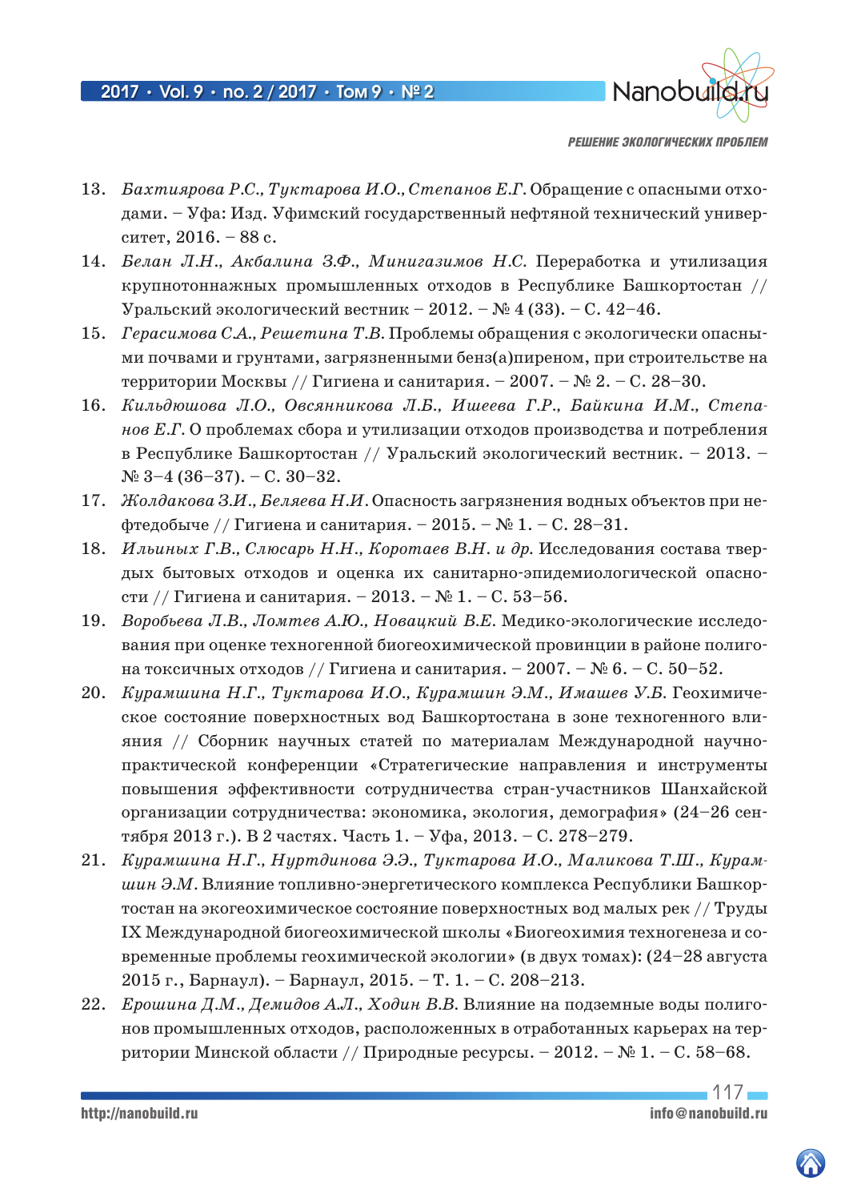13. *Бахтиярова Р.С., Туктарова И.О., Степанов Е.Г.* Обращение с опасными отходами. – Уфа: Изд. Уфимский государственный нефтяной технический университет, 2016. – 88 с.
14. *Белан Л.Н., Акбалина З.Ф., Минигазимов Н.С.* Переработка и утилизация крупнотоннажных промышленных отходов в Республике Башкортостан // Уральский экологический вестник – 2012. – № 4 (33). – С. 42–46.
15. *Герасимова С.А., Решетина Т.В.* Проблемы обращения с экологически опасными почвами и грунтами, загрязненными бенз(а)пиреном, при строительстве на территории Москвы // Гигиена и санитария. – 2007. – № 2. – С. 28–30.
16. *Кильдюшова Л.О., Овсянникова Л.Б., Ишеева Г.Р., Байкина И.М., Степанов Е.Г.* О проблемах сбора и утилизации отходов производства и потребления в Республике Башкортостан // Уральский экологический вестник. – 2013. – № 3–4 (36–37). – С. 30–32.
17. *Жолдакова З.И., Беляева Н.И.* Опасность загрязнения водных объектов при нефтедобыче // Гигиена и санитария. – 2015. – № 1. – С. 28–31.
18. *Ильиных Г.В., Слюсарь Н.Н., Коротаев В.Н. и др.* Исследования состава твердых бытовых отходов и оценка их санитарно-эпидемиологической опасности // Гигиена и санитария. – 2013. – № 1. – С. 53–56.
19. *Воробьева Л.В., Ломтев А.Ю., Новацкий В.Е.* Медико-экологические исследования при оценке техногенной биогеохимической провинции в районе полигона токсичных отходов // Гигиена и санитария. – 2007. – № 6. – С. 50–52.
20. *Курамшина Н.Г., Туктарова И.О., Курамшин Э.М., Имашев У.Б.* Геохимическое состояние поверхностных вод Башкортостана в зоне техногенного влияния // Сборник научных статей по материалам Международной научно-практической конференции «Стратегические направления и инструменты повышения эффективности сотрудничества стран-участников Шанхайской организации сотрудничества: экономика, экология, демография» (24–26 сентября 2013 г.). В 2 частях. Часть 1. – Уфа, 2013. – С. 278–279.
21. *Курамшина Н.Г., Нуртдинова Э.Э., Туктарова И.О., Маликова Т.Ш., Курамшин Э.М.* Влияние топливно-энергетического комплекса Республики Башкортостан на экогеохимическое состояние поверхностных вод малых рек // Труды IX Международной биогеохимической школы «Биогеохимия техногенеза и современные проблемы геохимической экологии» (в двух томах): (24–28 августа 2015 г., Барнаул). – Барнаул, 2015. – Т. 1. – С. 208–213.
22. *Ерошина Д.М., Демидов А.Л., Ходин В.В.* Влияние на подземные воды полигонов промышленных отходов, расположенных в отработанных карьерах на территории Минской области // Природные ресурсы. – 2012. – № 1. – С. 58–68.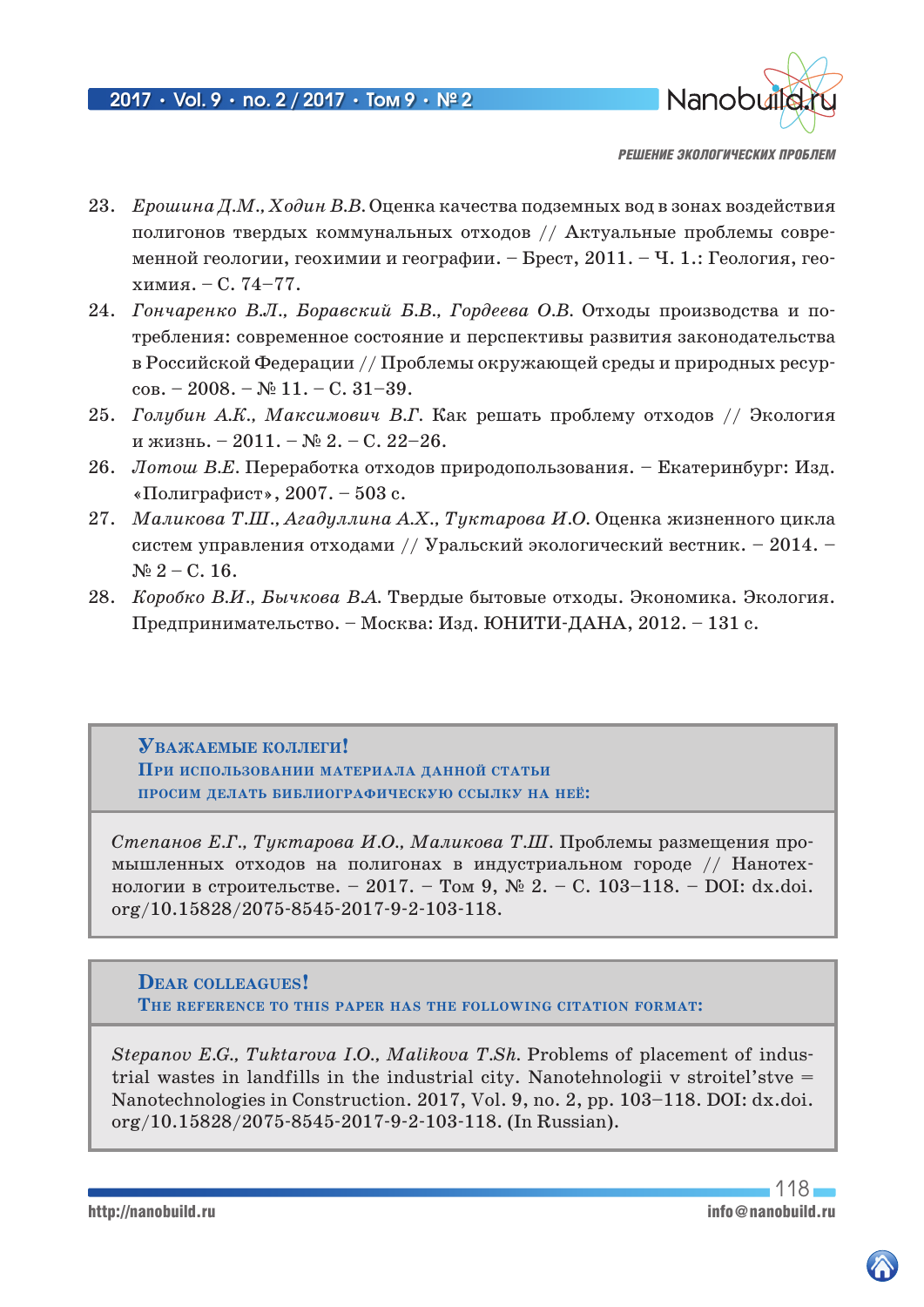23. *Ерошина Д.М., Ходин В.В.* Оценка качества подземных вод в зонах воздействия полигонов твердых коммунальных отходов // Актуальные проблемы современной геологии, геохимии и географии. – Брест, 2011. – Ч. 1.: Геология, геохимия. – С. 74–77.
24. *Гончаренко В.Л., Боравский Б.В., Гордеева О.В.* Отходы производства и потребления: современное состояние и перспективы развития законодательства в Российской Федерации // Проблемы окружающей среды и природных ресурсов. – 2008. – № 11. – С. 31–39.
25. *Голубин А.К., Максимович В.Г.* Как решать проблему отходов // Экология и жизнь. – 2011. – № 2. – С. 22–26.
26. *Лотош В.Е.* Переработка отходов природопользования. – Екатеринбург: Изд. «Полиграфист», 2007. – 503 с.
27. *Маликова Т.Ш., Агадуллина А.Х., Туктарова И.О.* Оценка жизненного цикла систем управления отходами // Уральский экологический вестник. – 2014. – № 2 – С. 16.
28. *Коробко В.И., Бычкова В.А.* Твердые бытовые отходы. Экономика. Экология. Предпринимательство. – Москва: Изд. ЮНИТИ-ДАНА, 2012. – 131 с.

**Уважаемые коллеги!**
**При использовании материала данной статьи просим делать библиографическую ссылку на неё:**

*Степанов Е.Г., Туктарова И.О., Маликова Т.Ш.* Проблемы размещения промышленных отходов на полигонах в индустриальном городе // Нанотехнологии в строительстве. – 2017. – Том 9, № 2. – С. 103–118. – DOI: dx.doi.org/10.15828/2075-8545-2017-9-2-103-118.

**Dear colleagues!**
**The reference to this paper has the following citation format:**

*Stepanov E.G., Tuktarova I.O., Malikova T.Sh.* Problems of placement of industrial wastes in landfills in the industrial city. Nanotehnologii v stroitel'stve = Nanotechnologies in Construction. 2017, Vol. 9, no. 2, pp. 103–118. DOI: dx.doi.org/10.15828/2075-8545-2017-9-2-103-118. (In Russian).